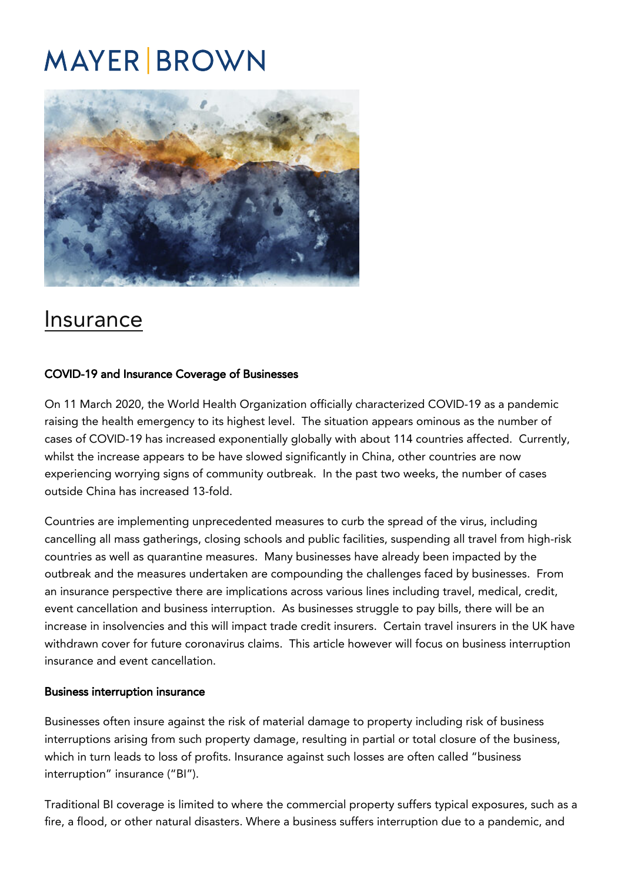# MAYER | BROWN

# Insurance

### COVID-19 and Insurance Coverage of Businesses

On 11 March 2020, the World Health Organization officially characterized COVID-19 as a pandemic raising the health emergency to its highest level. The situation appears ominous as the number of cases of COVID-19 has increased exponentially globally with about 114 countries affected. Currently, whilst the increase appears to be have slowed significantly in China, other countries are now experiencing worrying signs of community outbreak. In the past two weeks, the number of cases outside China has increased 13-fold.

Countries are implementing unprecedented measures to curb the spread of the virus, including cancelling all mass gatherings, closing schools and public facilities, suspending all travel from high-risk countries as well as quarantine measures. Many businesses have already been impacted by the outbreak and the measures undertaken are compounding the challenges faced by businesses. From an insurance perspective there are implications across various lines including travel, medical, credit, event cancellation and business interruption. As businesses struggle to pay bills, there will be an increase in insolvencies and this will impact trade credit insurers. Certain travel insurers in the UK have withdrawn cover for future coronavirus claims. This article however will focus on business interruption insurance and event cancellation.

### Business interruption insurance

Businesses often insure against the risk of material damage to property including risk of business interruptions arising from such property damage, resulting in partial or total closure of the business, which in turn leads to loss of profits. Insurance against such losses are often called "business interruption" insurance ("BI").

Traditional BI coverage is limited to where the commercial property suffers typical exposures, such as a fire, a flood, or other natural disasters. Where a business suffers interruption due to a pandemic, and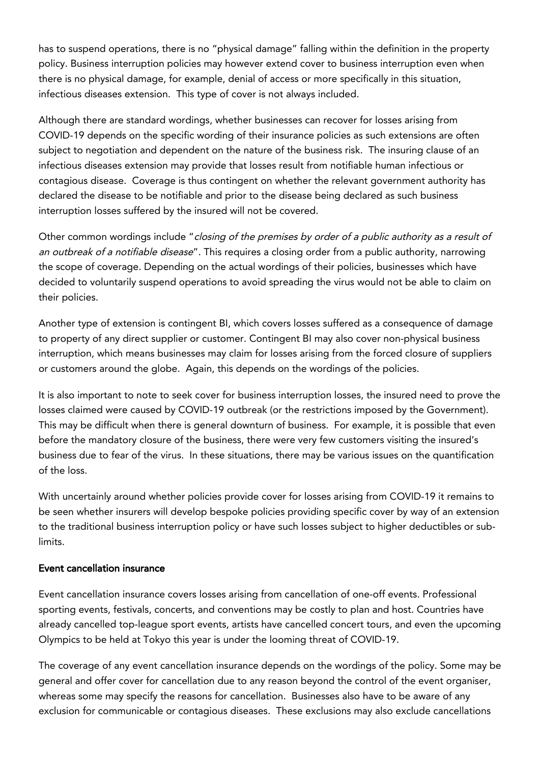has to suspend operations, there is no "physical damage" falling within the definition in the property policy. Business interruption policies may however extend cover to business interruption even when there is no physical damage, for example, denial of access or more specifically in this situation, infectious diseases extension. This type of cover is not always included.

Although there are standard wordings, whether businesses can recover for losses arising from COVID-19 depends on the specific wording of their insurance policies as such extensions are often subject to negotiation and dependent on the nature of the business risk. The insuring clause of an infectious diseases extension may provide that losses result from notifiable human infectious or contagious disease. Coverage is thus contingent on whether the relevant government authority has declared the disease to be notifiable and prior to the disease being declared as such business interruption losses suffered by the insured will not be covered.

Other common wordings include "*closing of the premises by order of a public authority as a result of an outbreak of a notifiable disease*". This requires a closing order from a public authority, narrowing the scope of coverage. Depending on the actual wordings of their policies, businesses which have decided to voluntarily suspend operations to avoid spreading the virus would not be able to claim on their policies.

Another type of extension is contingent BI, which covers losses suffered as a consequence of damage to property of any direct supplier or customer. Contingent BI may also cover non-physical business interruption, which means businesses may claim for losses arising from the forced closure of suppliers or customers around the globe. Again, this depends on the wordings of the policies.

It is also important to note to seek cover for business interruption losses, the insured need to prove the losses claimed were caused by COVID-19 outbreak (or the restrictions imposed by the Government). This may be difficult when there is general downturn of business. For example, it is possible that even before the mandatory closure of the business, there were very few customers visiting the insured's business due to fear of the virus. In these situations, there may be various issues on the quantification of the loss.

With uncertainly around whether policies provide cover for losses arising from COVID-19 it remains to be seen whether insurers will develop bespoke policies providing specific cover by way of an extension to the traditional business interruption policy or have such losses subject to higher deductibles or sub-limits.

**Event cancellation insurance**

Event cancellation insurance covers losses arising from cancellation of one-off events. Professional sporting events, festivals, concerts, and conventions may be costly to plan and host. Countries have already cancelled top-league sport events, artists have cancelled concert tours, and even the upcoming Olympics to be held at Tokyo this year is under the looming threat of COVID-19.

The coverage of any event cancellation insurance depends on the wordings of the policy. Some may be general and offer cover for cancellation due to any reason beyond the control of the event organiser, whereas some may specify the reasons for cancellation. Businesses also have to be aware of any exclusion for communicable or contagious diseases. These exclusions may also exclude cancellations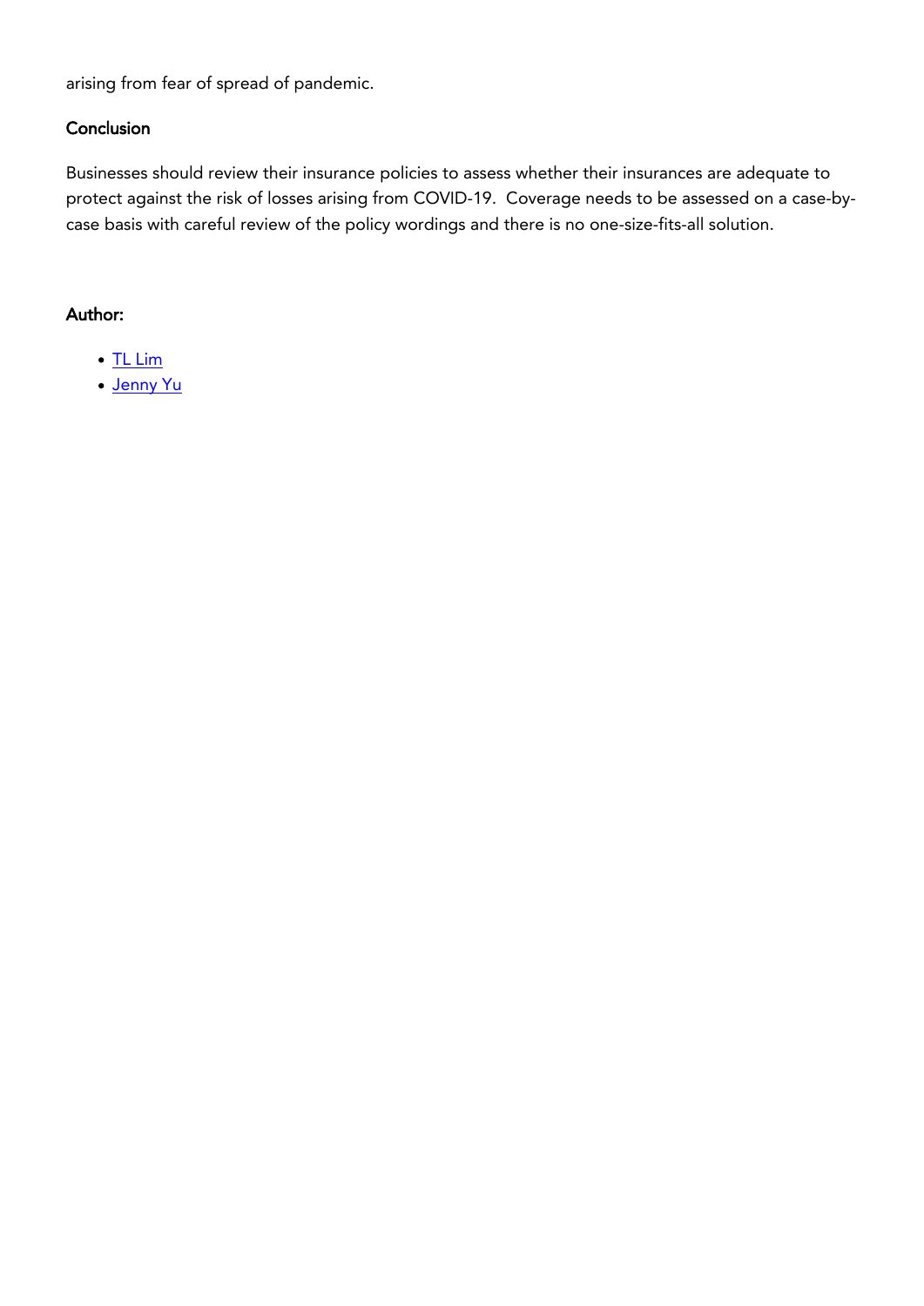arising from fear of spread of pandemic.

## Conclusion

Businesses should review their insurance policies to assess whether their insurances are adequate to protect against the risk of losses arising from COVID-19. Coverage needs to be assessed on a case-by-case basis with careful review of the policy wordings and there is no one-size-fits-all solution.

## Author:

- TL Lim
- Jenny Yu